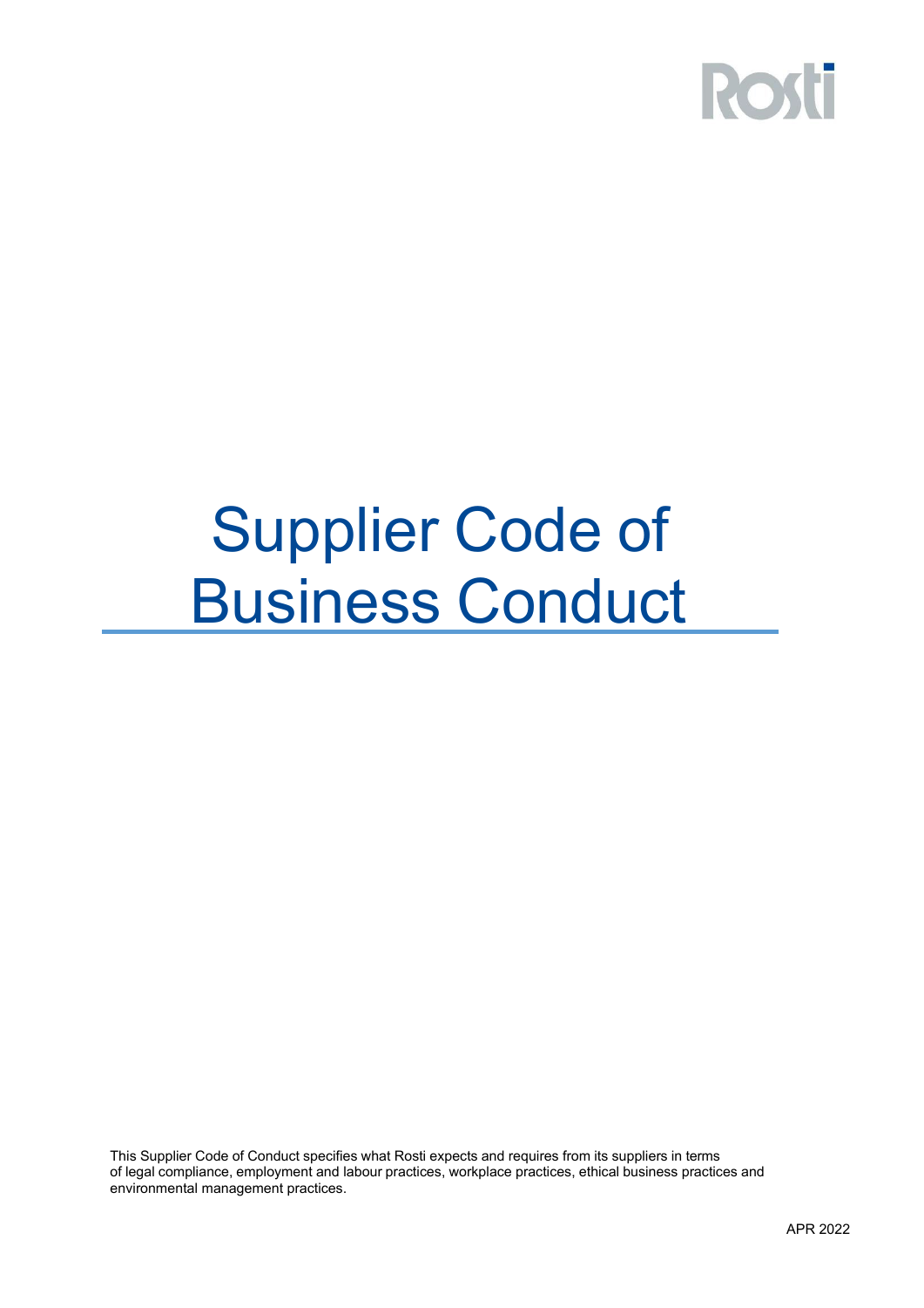Rosti

# Supplier Code of Business Conduct

This Supplier Code of Conduct specifies what Rosti expects and requires from its suppliers in terms of legal compliance, employment and labour practices, workplace practices, ethical business practices and environmental management practices.

APR 2022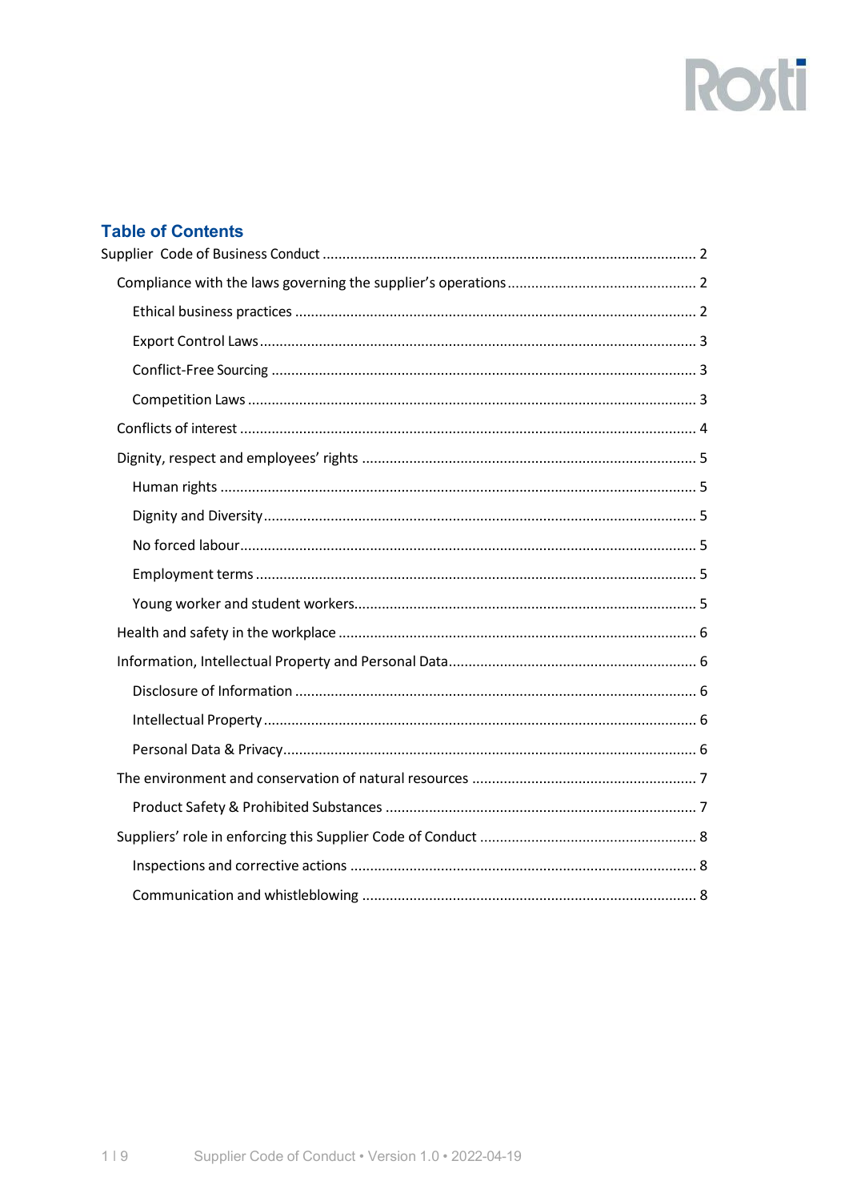## Table of Contents

- Supplier Code of Business Conduct ..... 2
  - Compliance with the laws governing the supplier's operations ..... 2
    - Ethical business practices ..... 2
    - Export Control Laws ..... 3
    - Conflict-Free Sourcing ..... 3
    - Competition Laws ..... 3
  - Conflicts of interest ..... 4
  - Dignity, respect and employees' rights ..... 5
    - Human rights ..... 5
    - Dignity and Diversity ..... 5
    - No forced labour ..... 5
    - Employment terms ..... 5
    - Young worker and student workers ..... 5
  - Health and safety in the workplace ..... 6
  - Information, Intellectual Property and Personal Data ..... 6
    - Disclosure of Information ..... 6
    - Intellectual Property ..... 6
    - Personal Data & Privacy ..... 6
  - The environment and conservation of natural resources ..... 7
    - Product Safety & Prohibited Substances ..... 7
  - Suppliers' role in enforcing this Supplier Code of Conduct ..... 8
    - Inspections and corrective actions ..... 8
    - Communication and whistleblowing ..... 8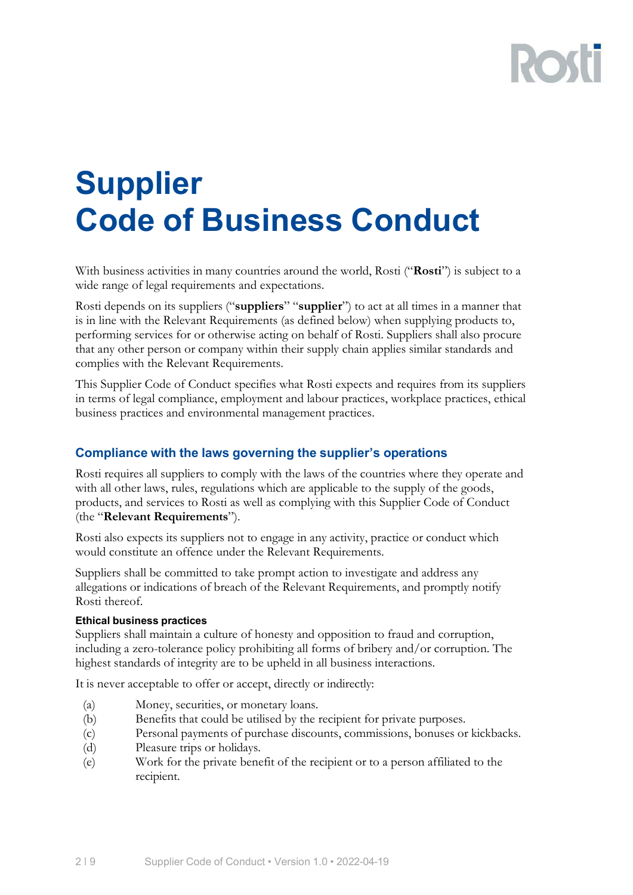# Supplier Code of Business Conduct

With business activities in many countries around the world, Rosti ("**Rosti**") is subject to a wide range of legal requirements and expectations.

Rosti depends on its suppliers ("**suppliers**" "**supplier**") to act at all times in a manner that is in line with the Relevant Requirements (as defined below) when supplying products to, performing services for or otherwise acting on behalf of Rosti. Suppliers shall also procure that any other person or company within their supply chain applies similar standards and complies with the Relevant Requirements.

This Supplier Code of Conduct specifies what Rosti expects and requires from its suppliers in terms of legal compliance, employment and labour practices, workplace practices, ethical business practices and environmental management practices.

## Compliance with the laws governing the supplier's operations

Rosti requires all suppliers to comply with the laws of the countries where they operate and with all other laws, rules, regulations which are applicable to the supply of the goods, products, and services to Rosti as well as complying with this Supplier Code of Conduct (the "**Relevant Requirements**").

Rosti also expects its suppliers not to engage in any activity, practice or conduct which would constitute an offence under the Relevant Requirements.

Suppliers shall be committed to take prompt action to investigate and address any allegations or indications of breach of the Relevant Requirements, and promptly notify Rosti thereof.

### Ethical business practices

Suppliers shall maintain a culture of honesty and opposition to fraud and corruption, including a zero-tolerance policy prohibiting all forms of bribery and/or corruption. The highest standards of integrity are to be upheld in all business interactions.

It is never acceptable to offer or accept, directly or indirectly:

(a) Money, securities, or monetary loans.
(b) Benefits that could be utilised by the recipient for private purposes.
(c) Personal payments of purchase discounts, commissions, bonuses or kickbacks.
(d) Pleasure trips or holidays.
(e) Work for the private benefit of the recipient or to a person affiliated to the recipient.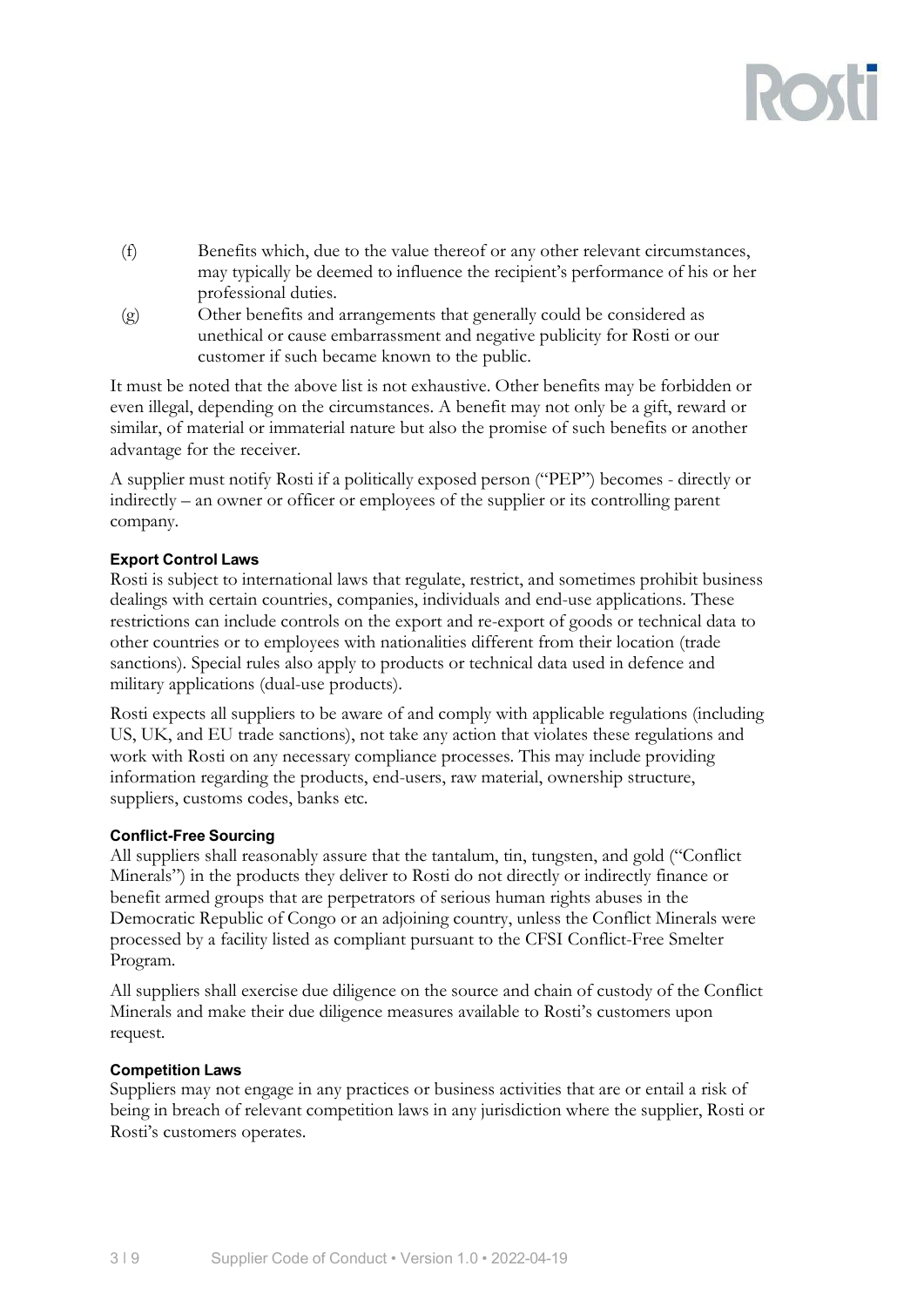(f) Benefits which, due to the value thereof or any other relevant circumstances, may typically be deemed to influence the recipient's performance of his or her professional duties.

(g) Other benefits and arrangements that generally could be considered as unethical or cause embarrassment and negative publicity for Rosti or our customer if such became known to the public.

It must be noted that the above list is not exhaustive. Other benefits may be forbidden or even illegal, depending on the circumstances. A benefit may not only be a gift, reward or similar, of material or immaterial nature but also the promise of such benefits or another advantage for the receiver.

A supplier must notify Rosti if a politically exposed person ("PEP") becomes - directly or indirectly – an owner or officer or employees of the supplier or its controlling parent company.

**Export Control Laws**

Rosti is subject to international laws that regulate, restrict, and sometimes prohibit business dealings with certain countries, companies, individuals and end-use applications. These restrictions can include controls on the export and re-export of goods or technical data to other countries or to employees with nationalities different from their location (trade sanctions). Special rules also apply to products or technical data used in defence and military applications (dual-use products).

Rosti expects all suppliers to be aware of and comply with applicable regulations (including US, UK, and EU trade sanctions), not take any action that violates these regulations and work with Rosti on any necessary compliance processes. This may include providing information regarding the products, end-users, raw material, ownership structure, suppliers, customs codes, banks etc.

**Conflict-Free Sourcing**

All suppliers shall reasonably assure that the tantalum, tin, tungsten, and gold ("Conflict Minerals") in the products they deliver to Rosti do not directly or indirectly finance or benefit armed groups that are perpetrators of serious human rights abuses in the Democratic Republic of Congo or an adjoining country, unless the Conflict Minerals were processed by a facility listed as compliant pursuant to the CFSI Conflict-Free Smelter Program.

All suppliers shall exercise due diligence on the source and chain of custody of the Conflict Minerals and make their due diligence measures available to Rosti's customers upon request.

**Competition Laws**

Suppliers may not engage in any practices or business activities that are or entail a risk of being in breach of relevant competition laws in any jurisdiction where the supplier, Rosti or Rosti's customers operates.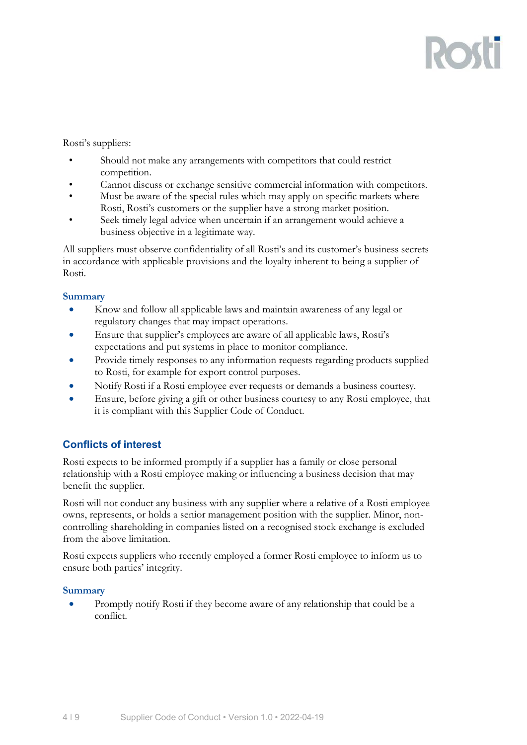Rosti's suppliers:

- Should not make any arrangements with competitors that could restrict competition.
- Cannot discuss or exchange sensitive commercial information with competitors.
- Must be aware of the special rules which may apply on specific markets where Rosti, Rosti's customers or the supplier have a strong market position.
- Seek timely legal advice when uncertain if an arrangement would achieve a business objective in a legitimate way.

All suppliers must observe confidentiality of all Rosti's and its customer's business secrets in accordance with applicable provisions and the loyalty inherent to being a supplier of Rosti.

### Summary

- Know and follow all applicable laws and maintain awareness of any legal or regulatory changes that may impact operations.
- Ensure that supplier's employees are aware of all applicable laws, Rosti's expectations and put systems in place to monitor compliance.
- Provide timely responses to any information requests regarding products supplied to Rosti, for example for export control purposes.
- Notify Rosti if a Rosti employee ever requests or demands a business courtesy.
- Ensure, before giving a gift or other business courtesy to any Rosti employee, that it is compliant with this Supplier Code of Conduct.

## Conflicts of interest

Rosti expects to be informed promptly if a supplier has a family or close personal relationship with a Rosti employee making or influencing a business decision that may benefit the supplier.

Rosti will not conduct any business with any supplier where a relative of a Rosti employee owns, represents, or holds a senior management position with the supplier. Minor, non-controlling shareholding in companies listed on a recognised stock exchange is excluded from the above limitation.

Rosti expects suppliers who recently employed a former Rosti employee to inform us to ensure both parties' integrity.

### Summary

- Promptly notify Rosti if they become aware of any relationship that could be a conflict.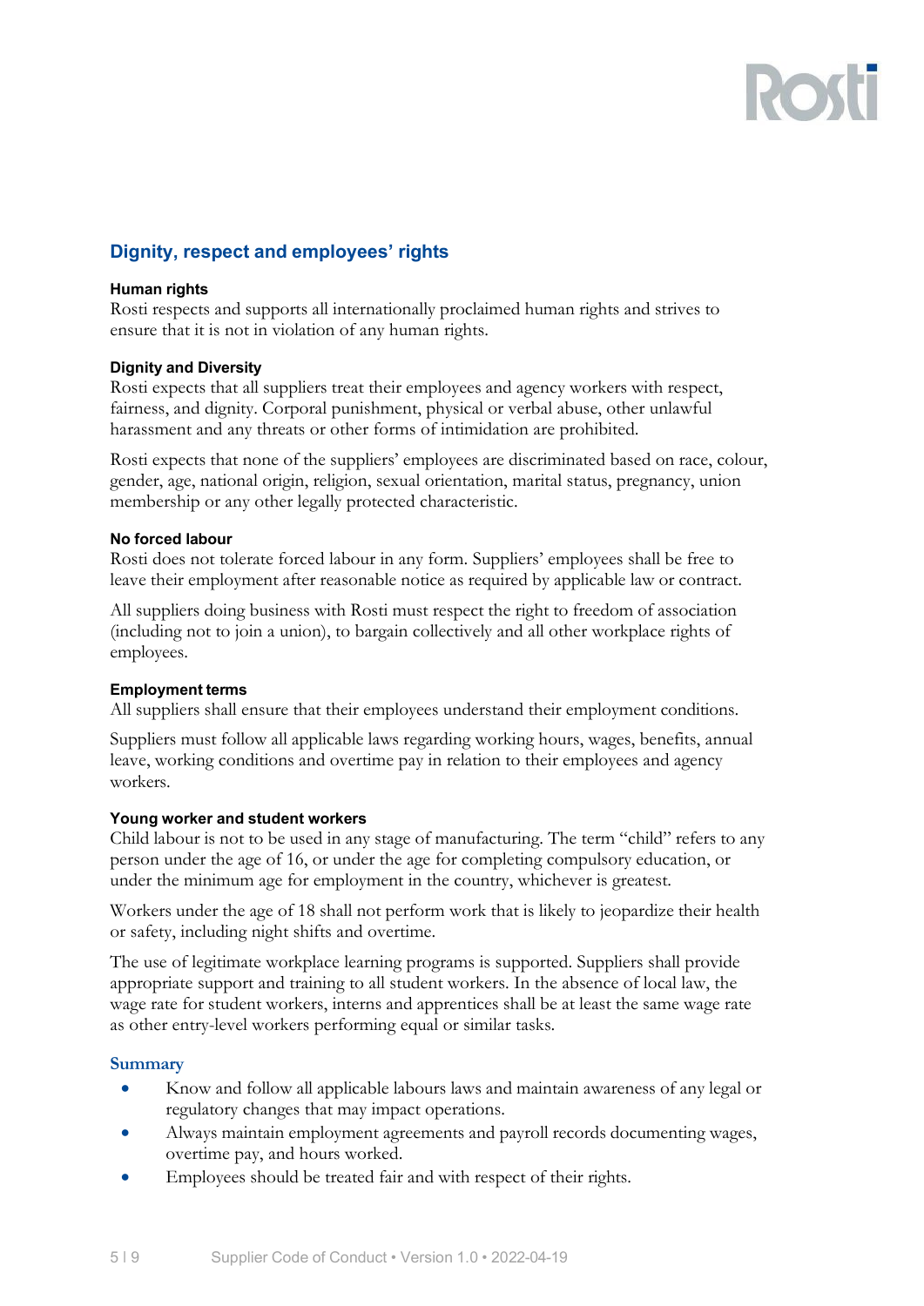## Dignity, respect and employees' rights

### Human rights

Rosti respects and supports all internationally proclaimed human rights and strives to ensure that it is not in violation of any human rights.

### Dignity and Diversity

Rosti expects that all suppliers treat their employees and agency workers with respect, fairness, and dignity. Corporal punishment, physical or verbal abuse, other unlawful harassment and any threats or other forms of intimidation are prohibited.

Rosti expects that none of the suppliers' employees are discriminated based on race, colour, gender, age, national origin, religion, sexual orientation, marital status, pregnancy, union membership or any other legally protected characteristic.

### No forced labour

Rosti does not tolerate forced labour in any form. Suppliers' employees shall be free to leave their employment after reasonable notice as required by applicable law or contract.

All suppliers doing business with Rosti must respect the right to freedom of association (including not to join a union), to bargain collectively and all other workplace rights of employees.

### Employment terms

All suppliers shall ensure that their employees understand their employment conditions.

Suppliers must follow all applicable laws regarding working hours, wages, benefits, annual leave, working conditions and overtime pay in relation to their employees and agency workers.

### Young worker and student workers

Child labour is not to be used in any stage of manufacturing. The term "child" refers to any person under the age of 16, or under the age for completing compulsory education, or under the minimum age for employment in the country, whichever is greatest.

Workers under the age of 18 shall not perform work that is likely to jeopardize their health or safety, including night shifts and overtime.

The use of legitimate workplace learning programs is supported. Suppliers shall provide appropriate support and training to all student workers. In the absence of local law, the wage rate for student workers, interns and apprentices shall be at least the same wage rate as other entry-level workers performing equal or similar tasks.

### Summary

- Know and follow all applicable labours laws and maintain awareness of any legal or regulatory changes that may impact operations.
- Always maintain employment agreements and payroll records documenting wages, overtime pay, and hours worked.
- Employees should be treated fair and with respect of their rights.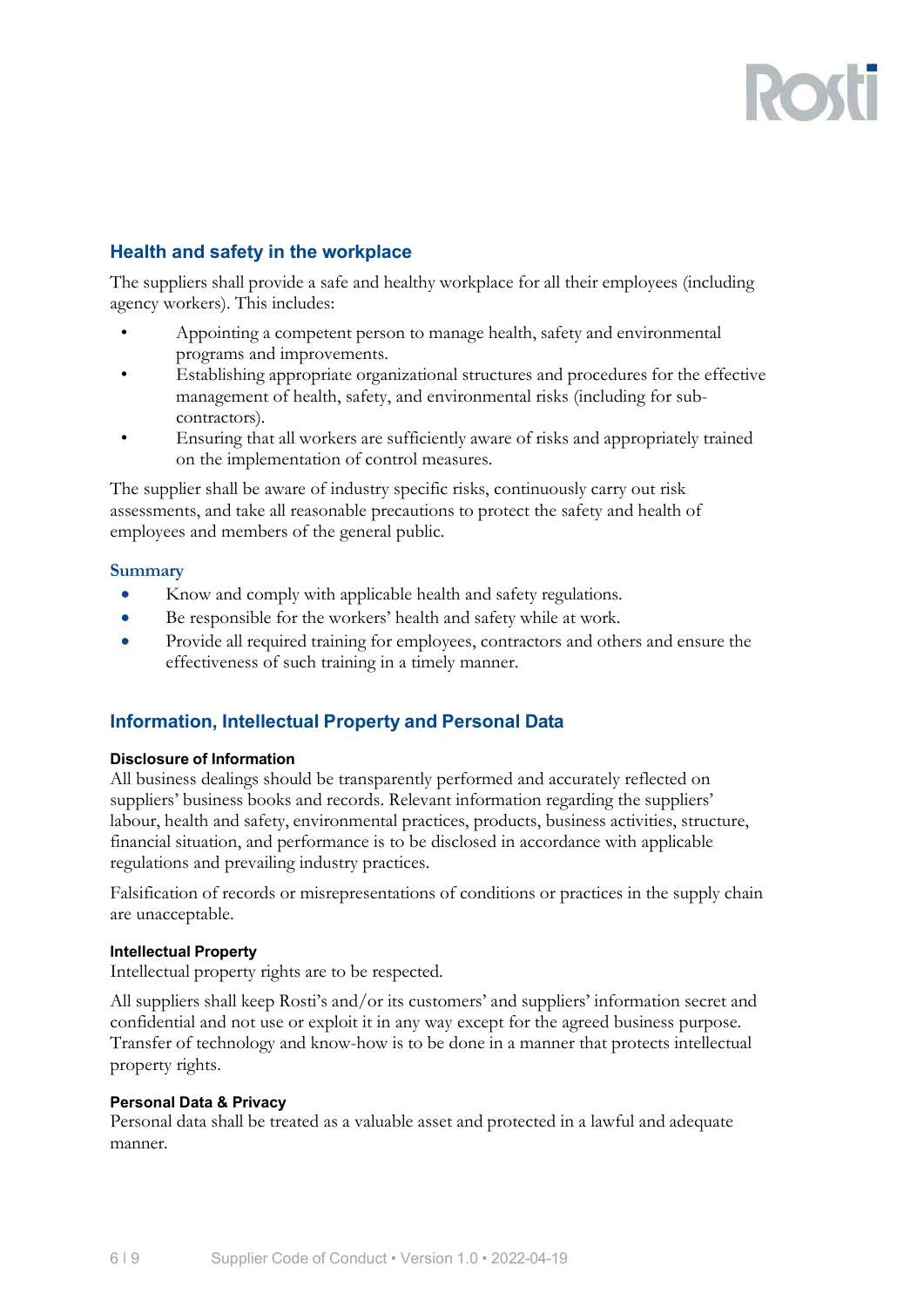## Health and safety in the workplace

The suppliers shall provide a safe and healthy workplace for all their employees (including agency workers). This includes:

- Appointing a competent person to manage health, safety and environmental programs and improvements.
- Establishing appropriate organizational structures and procedures for the effective management of health, safety, and environmental risks (including for sub-contractors).
- Ensuring that all workers are sufficiently aware of risks and appropriately trained on the implementation of control measures.

The supplier shall be aware of industry specific risks, continuously carry out risk assessments, and take all reasonable precautions to protect the safety and health of employees and members of the general public.

### Summary

- Know and comply with applicable health and safety regulations.
- Be responsible for the workers' health and safety while at work.
- Provide all required training for employees, contractors and others and ensure the effectiveness of such training in a timely manner.

## Information, Intellectual Property and Personal Data

### Disclosure of Information

All business dealings should be transparently performed and accurately reflected on suppliers' business books and records. Relevant information regarding the suppliers' labour, health and safety, environmental practices, products, business activities, structure, financial situation, and performance is to be disclosed in accordance with applicable regulations and prevailing industry practices.

Falsification of records or misrepresentations of conditions or practices in the supply chain are unacceptable.

### Intellectual Property

Intellectual property rights are to be respected.

All suppliers shall keep Rosti's and/or its customers' and suppliers' information secret and confidential and not use or exploit it in any way except for the agreed business purpose. Transfer of technology and know-how is to be done in a manner that protects intellectual property rights.

### Personal Data & Privacy

Personal data shall be treated as a valuable asset and protected in a lawful and adequate manner.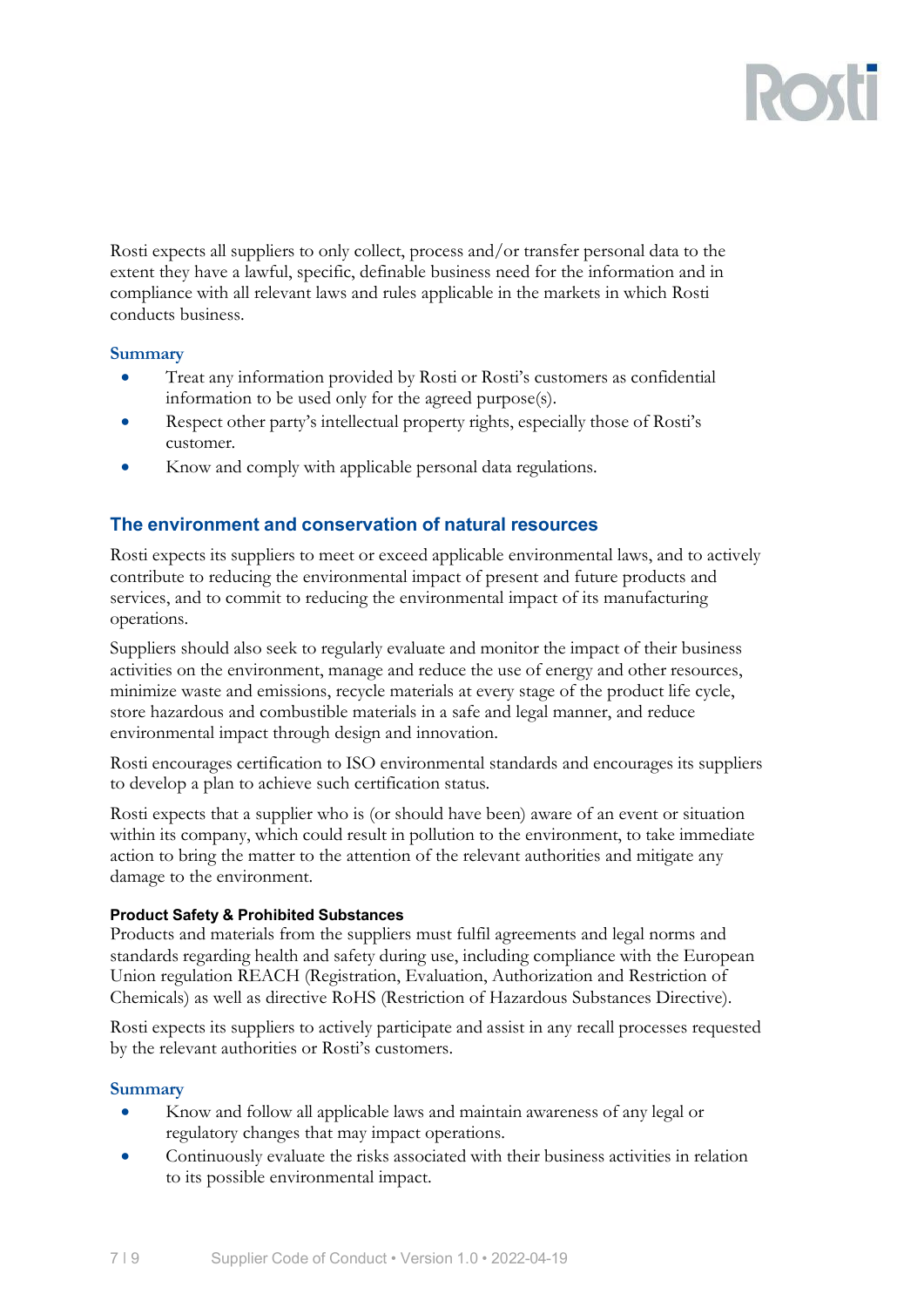Rosti expects all suppliers to only collect, process and/or transfer personal data to the extent they have a lawful, specific, definable business need for the information and in compliance with all relevant laws and rules applicable in the markets in which Rosti conducts business.

### Summary

- Treat any information provided by Rosti or Rosti's customers as confidential information to be used only for the agreed purpose(s).
- Respect other party's intellectual property rights, especially those of Rosti's customer.
- Know and comply with applicable personal data regulations.

## The environment and conservation of natural resources

Rosti expects its suppliers to meet or exceed applicable environmental laws, and to actively contribute to reducing the environmental impact of present and future products and services, and to commit to reducing the environmental impact of its manufacturing operations.

Suppliers should also seek to regularly evaluate and monitor the impact of their business activities on the environment, manage and reduce the use of energy and other resources, minimize waste and emissions, recycle materials at every stage of the product life cycle, store hazardous and combustible materials in a safe and legal manner, and reduce environmental impact through design and innovation.

Rosti encourages certification to ISO environmental standards and encourages its suppliers to develop a plan to achieve such certification status.

Rosti expects that a supplier who is (or should have been) aware of an event or situation within its company, which could result in pollution to the environment, to take immediate action to bring the matter to the attention of the relevant authorities and mitigate any damage to the environment.

#### Product Safety & Prohibited Substances

Products and materials from the suppliers must fulfil agreements and legal norms and standards regarding health and safety during use, including compliance with the European Union regulation REACH (Registration, Evaluation, Authorization and Restriction of Chemicals) as well as directive RoHS (Restriction of Hazardous Substances Directive).

Rosti expects its suppliers to actively participate and assist in any recall processes requested by the relevant authorities or Rosti's customers.

### Summary

- Know and follow all applicable laws and maintain awareness of any legal or regulatory changes that may impact operations.
- Continuously evaluate the risks associated with their business activities in relation to its possible environmental impact.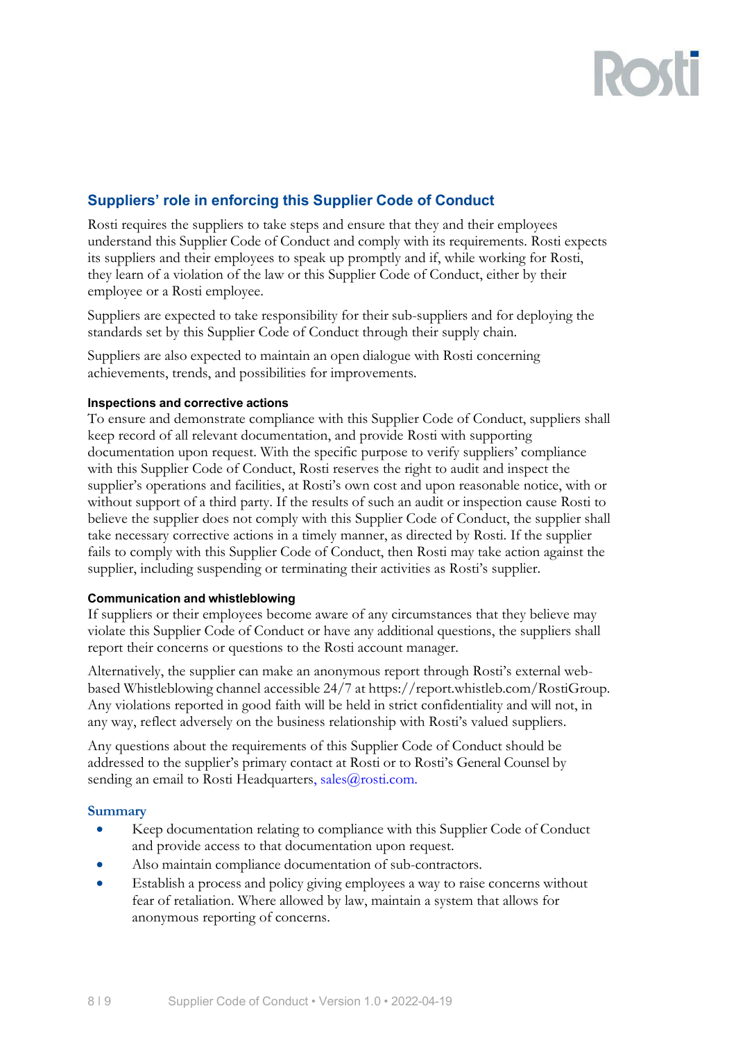## Suppliers' role in enforcing this Supplier Code of Conduct

Rosti requires the suppliers to take steps and ensure that they and their employees understand this Supplier Code of Conduct and comply with its requirements. Rosti expects its suppliers and their employees to speak up promptly and if, while working for Rosti, they learn of a violation of the law or this Supplier Code of Conduct, either by their employee or a Rosti employee.

Suppliers are expected to take responsibility for their sub-suppliers and for deploying the standards set by this Supplier Code of Conduct through their supply chain.

Suppliers are also expected to maintain an open dialogue with Rosti concerning achievements, trends, and possibilities for improvements.

#### Inspections and corrective actions

To ensure and demonstrate compliance with this Supplier Code of Conduct, suppliers shall keep record of all relevant documentation, and provide Rosti with supporting documentation upon request. With the specific purpose to verify suppliers' compliance with this Supplier Code of Conduct, Rosti reserves the right to audit and inspect the supplier's operations and facilities, at Rosti's own cost and upon reasonable notice, with or without support of a third party. If the results of such an audit or inspection cause Rosti to believe the supplier does not comply with this Supplier Code of Conduct, the supplier shall take necessary corrective actions in a timely manner, as directed by Rosti. If the supplier fails to comply with this Supplier Code of Conduct, then Rosti may take action against the supplier, including suspending or terminating their activities as Rosti's supplier.

#### Communication and whistleblowing

If suppliers or their employees become aware of any circumstances that they believe may violate this Supplier Code of Conduct or have any additional questions, the suppliers shall report their concerns or questions to the Rosti account manager.

Alternatively, the supplier can make an anonymous report through Rosti's external web-based Whistleblowing channel accessible 24/7 at https://report.whistleb.com/RostiGroup. Any violations reported in good faith will be held in strict confidentiality and will not, in any way, reflect adversely on the business relationship with Rosti's valued suppliers.

Any questions about the requirements of this Supplier Code of Conduct should be addressed to the supplier's primary contact at Rosti or to Rosti's General Counsel by sending an email to Rosti Headquarters, sales@rosti.com.

#### Summary

- Keep documentation relating to compliance with this Supplier Code of Conduct and provide access to that documentation upon request.
- Also maintain compliance documentation of sub-contractors.
- Establish a process and policy giving employees a way to raise concerns without fear of retaliation. Where allowed by law, maintain a system that allows for anonymous reporting of concerns.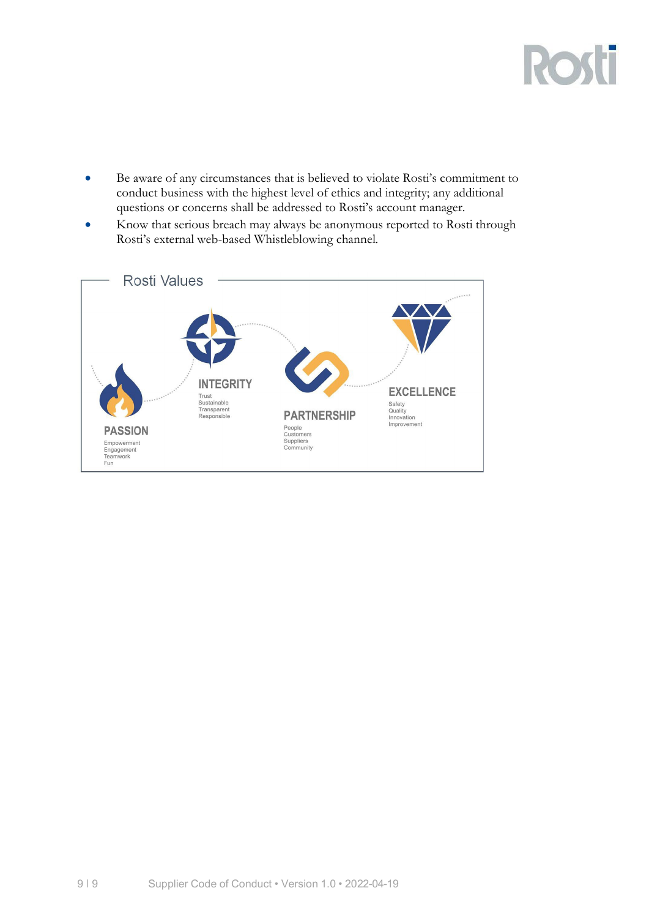- Be aware of any circumstances that is believed to violate Rosti's commitment to conduct business with the highest level of ethics and integrity; any additional questions or concerns shall be addressed to Rosti's account manager.
- Know that serious breach may always be anonymous reported to Rosti through Rosti's external web-based Whistleblowing channel.

Rosti Values

PASSION
Empowerment
Engagement
Teamwork
Fun

INTEGRITY
Trust
Sustainable
Transparent
Responsible

PARTNERSHIP
People
Customers
Suppliers
Community

EXCELLENCE
Safety
Quality
Innovation
Improvement